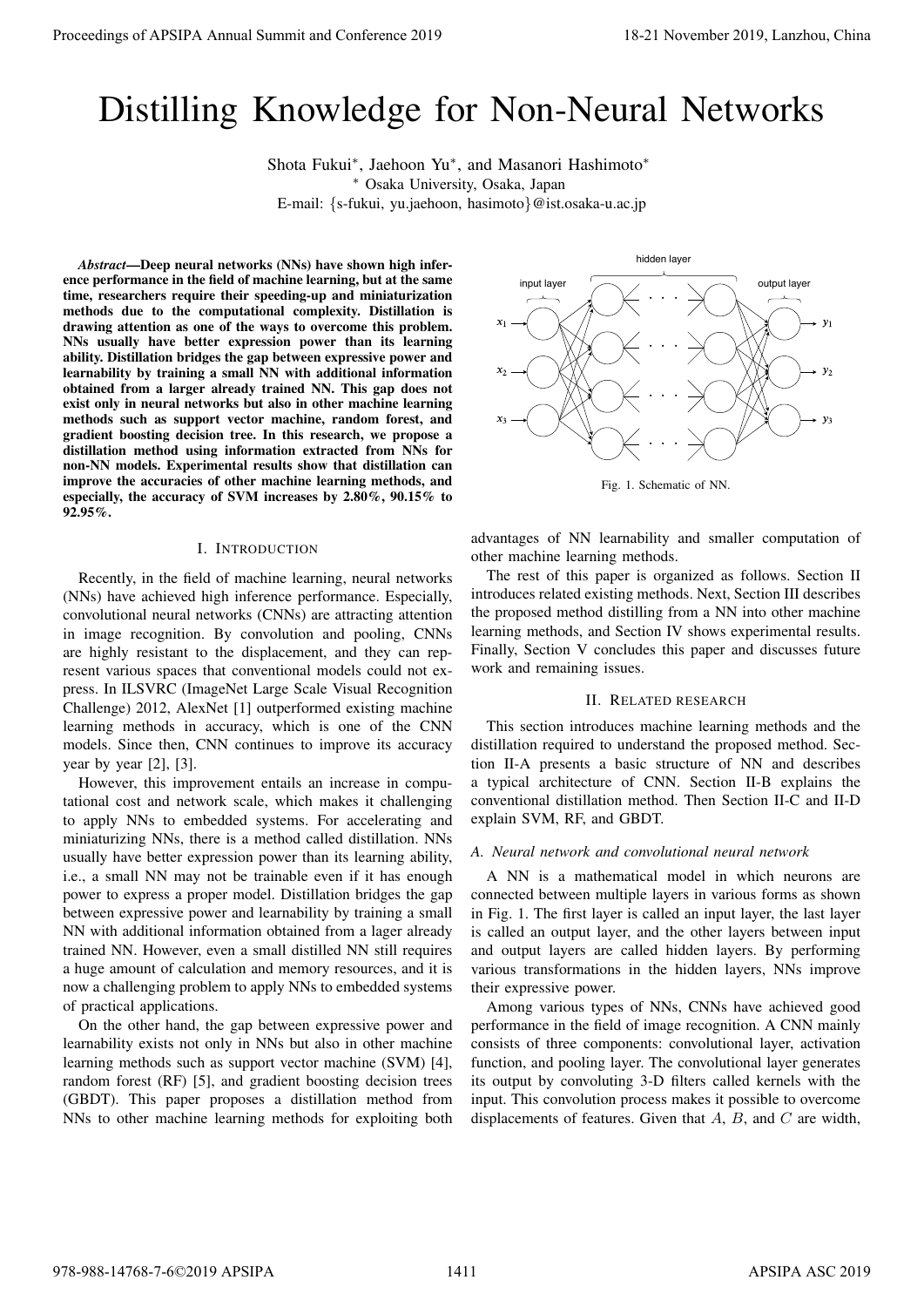# Distilling Knowledge for Non-Neural Networks

Shota Fukui*, Jaehoon Yu*, and Masanori Hashimoto*

* Osaka University, Osaka, Japan

E-mail: {s-fukui, yu.jaehoon, hasimoto}@ist.osaka-u.ac.jp

***Abstract*—Deep neural networks (NNs) have shown high inference performance in the field of machine learning, but at the same time, researchers require their speeding-up and miniaturization methods due to the computational complexity. Distillation is drawing attention as one of the ways to overcome this problem. NNs usually have better expression power than its learning ability. Distillation bridges the gap between expressive power and learnability by training a small NN with additional information obtained from a larger already trained NN. This gap does not exist only in neural networks but also in other machine learning methods such as support vector machine, random forest, and gradient boosting decision tree. In this research, we propose a distillation method using information extracted from NNs for non-NN models. Experimental results show that distillation can improve the accuracies of other machine learning methods, and especially, the accuracy of SVM increases by 2.80%, 90.15% to 92.95%.**

## I. Introduction

Recently, in the field of machine learning, neural networks (NNs) have achieved high inference performance. Especially, convolutional neural networks (CNNs) are attracting attention in image recognition. By convolution and pooling, CNNs are highly resistant to the displacement, and they can represent various spaces that conventional models could not express. In ILSVRC (ImageNet Large Scale Visual Recognition Challenge) 2012, AlexNet [1] outperformed existing machine learning methods in accuracy, which is one of the CNN models. Since then, CNN continues to improve its accuracy year by year [2], [3].

However, this improvement entails an increase in computational cost and network scale, which makes it challenging to apply NNs to embedded systems. For accelerating and miniaturizing NNs, there is a method called distillation. NNs usually have better expression power than its learning ability, i.e., a small NN may not be trainable even if it has enough power to express a proper model. Distillation bridges the gap between expressive power and learnability by training a small NN with additional information obtained from a lager already trained NN. However, even a small distilled NN still requires a huge amount of calculation and memory resources, and it is now a challenging problem to apply NNs to embedded systems of practical applications.

On the other hand, the gap between expressive power and learnability exists not only in NNs but also in other machine learning methods such as support vector machine (SVM) [4], random forest (RF) [5], and gradient boosting decision trees (GBDT). This paper proposes a distillation method from NNs to other machine learning methods for exploiting both advantages of NN learnability and smaller computation of other machine learning methods.

The rest of this paper is organized as follows. Section II introduces related existing methods. Next, Section III describes the proposed method distilling from a NN into other machine learning methods, and Section IV shows experimental results. Finally, Section V concludes this paper and discusses future work and remaining issues.

Fig. 1. Schematic of NN.

## II. Related research

This section introduces machine learning methods and the distillation required to understand the proposed method. Section II-A presents a basic structure of NN and describes a typical architecture of CNN. Section II-B explains the conventional distillation method. Then Section II-C and II-D explain SVM, RF, and GBDT.

### *A. Neural network and convolutional neural network*

A NN is a mathematical model in which neurons are connected between multiple layers in various forms as shown in Fig. 1. The first layer is called an input layer, the last layer is called an output layer, and the other layers between input and output layers are called hidden layers. By performing various transformations in the hidden layers, NNs improve their expressive power.

Among various types of NNs, CNNs have achieved good performance in the field of image recognition. A CNN mainly consists of three components: convolutional layer, activation function, and pooling layer. The convolutional layer generates its output by convoluting 3-D filters called kernels with the input. This convolution process makes it possible to overcome displacements of features. Given that $A$, $B$, and $C$ are width,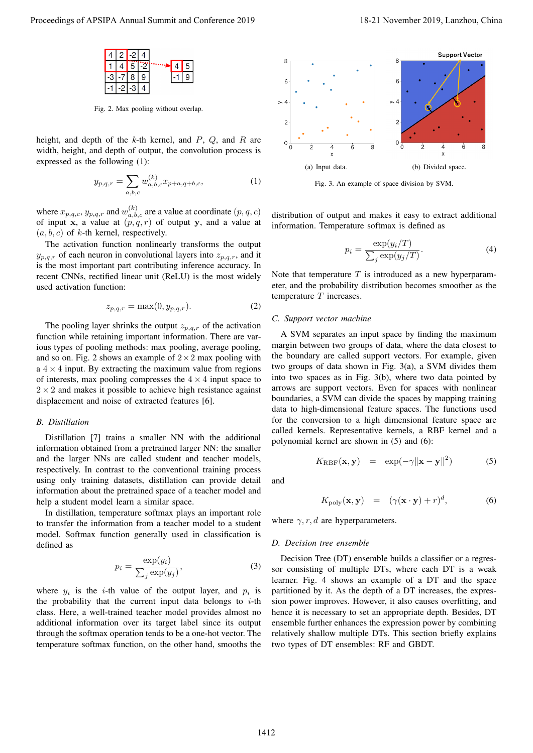Fig. 2. Max pooling without overlap.

height, and depth of the $k$-th kernel, and $P$, $Q$, and $R$ are width, height, and depth of output, the convolution process is expressed as the following (1):

$$y_{p,q,r} = \sum_{a,b,c} w^{(k)}_{a,b,c} x_{p+a,q+b,c}, \tag{1}$$

where $x_{p,q,c}$, $y_{p,q,r}$ and $w^{(k)}_{a,b,c}$ are a value at coordinate $(p,q,c)$ of input $\mathbf{x}$, a value at $(p,q,r)$ of output $\mathbf{y}$, and a value at $(a,b,c)$ of $k$-th kernel, respectively.

The activation function nonlinearly transforms the output $y_{p,q,r}$ of each neuron in convolutional layers into $z_{p,q,r}$, and it is the most important part contributing inference accuracy. In recent CNNs, rectified linear unit (ReLU) is the most widely used activation function:

$$z_{p,q,r} = \max(0, y_{p,q,r}). \tag{2}$$

The pooling layer shrinks the output $z_{p,q,r}$ of the activation function while retaining important information. There are various types of pooling methods: max pooling, average pooling, and so on. Fig. 2 shows an example of $2 \times 2$ max pooling with a $4 \times 4$ input. By extracting the maximum value from regions of interests, max pooling compresses the $4 \times 4$ input space to $2 \times 2$ and makes it possible to achieve high resistance against displacement and noise of extracted features [6].

### B. Distillation

Distillation [7] trains a smaller NN with the additional information obtained from a pretrained larger NN: the smaller and the larger NNs are called student and teacher models, respectively. In contrast to the conventional training process using only training datasets, distillation can provide detail information about the pretrained space of a teacher model and help a student model learn a similar space.

In distillation, temperature softmax plays an important role to transfer the information from a teacher model to a student model. Softmax function generally used in classification is defined as

$$p_i = \frac{\exp(y_i)}{\sum_j \exp(y_j)}, \tag{3}$$

where $y_i$ is the $i$-th value of the output layer, and $p_i$ is the probability that the current input data belongs to $i$-th class. Here, a well-trained teacher model provides almost no additional information over its target label since its output through the softmax operation tends to be a one-hot vector. The temperature softmax function, on the other hand, smooths the distribution of output and makes it easy to extract additional information. Temperature softmax is defined as

$$p_i = \frac{\exp(y_i/T)}{\sum_j \exp(y_j/T)}. \tag{4}$$

Note that temperature $T$ is introduced as a new hyperparameter, and the probability distribution becomes smoother as the temperature $T$ increases.

(a) Input data. (b) Divided space.

Fig. 3. An example of space division by SVM.

### C. Support vector machine

A SVM separates an input space by finding the maximum margin between two groups of data, where the data closest to the boundary are called support vectors. For example, given two groups of data shown in Fig. 3(a), a SVM divides them into two spaces as in Fig. 3(b), where two data pointed by arrows are support vectors. Even for spaces with nonlinear boundaries, a SVM can divide the spaces by mapping training data to high-dimensional feature spaces. The functions used for the conversion to a high dimensional feature space are called kernels. Representative kernels, a RBF kernel and a polynomial kernel are shown in (5) and (6):

$$K_{\mathrm{RBF}}(\mathbf{x}, \mathbf{y}) = \exp(-\gamma \|\mathbf{x} - \mathbf{y}\|^2) \tag{5}$$

and

$$K_{\mathrm{poly}}(\mathbf{x}, \mathbf{y}) = (\gamma(\mathbf{x} \cdot \mathbf{y}) + r)^d, \tag{6}$$

where $\gamma, r, d$ are hyperparameters.

### D. Decision tree ensemble

Decision Tree (DT) ensemble builds a classifier or a regressor consisting of multiple DTs, where each DT is a weak learner. Fig. 4 shows an example of a DT and the space partitioned by it. As the depth of a DT increases, the expression power improves. However, it also causes overfitting, and hence it is necessary to set an appropriate depth. Besides, DT ensemble further enhances the expression power by combining relatively shallow multiple DTs. This section briefly explains two types of DT ensembles: RF and GBDT.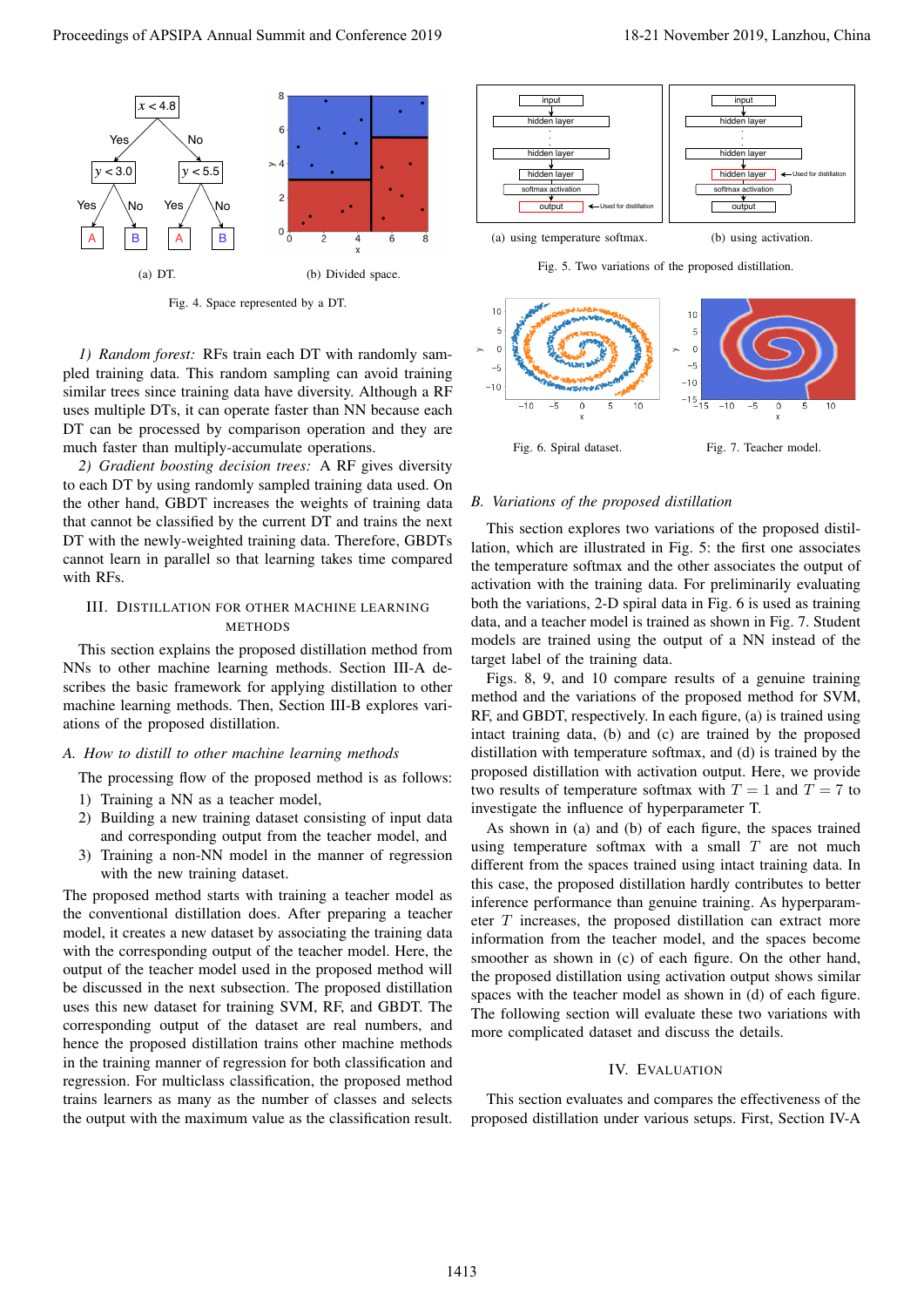Fig. 4. Space represented by a DT.

(a) DT.

(b) Divided space.

1) *Random forest:* RFs train each DT with randomly sampled training data. This random sampling can avoid training similar trees since training data have diversity. Although a RF uses multiple DTs, it can operate faster than NN because each DT can be processed by comparison operation and they are much faster than multiply-accumulate operations.

2) *Gradient boosting decision trees:* A RF gives diversity to each DT by using randomly sampled training data used. On the other hand, GBDT increases the weights of training data that cannot be classified by the current DT and trains the next DT with the newly-weighted training data. Therefore, GBDTs cannot learn in parallel so that learning takes time compared with RFs.

## III. Distillation for Other Machine Learning Methods

This section explains the proposed distillation method from NNs to other machine learning methods. Section III-A describes the basic framework for applying distillation to other machine learning methods. Then, Section III-B explores variations of the proposed distillation.

### A. How to distill to other machine learning methods

The processing flow of the proposed method is as follows:

1) Training a NN as a teacher model,
2) Building a new training dataset consisting of input data and corresponding output from the teacher model, and
3) Training a non-NN model in the manner of regression with the new training dataset.

The proposed method starts with training a teacher model as the conventional distillation does. After preparing a teacher model, it creates a new dataset by associating the training data with the corresponding output of the teacher model. Here, the output of the teacher model used in the proposed method will be discussed in the next subsection. The proposed distillation uses this new dataset for training SVM, RF, and GBDT. The corresponding output of the dataset are real numbers, and hence the proposed distillation trains other machine methods in the training manner of regression for both classification and regression. For multiclass classification, the proposed method trains learners as many as the number of classes and selects the output with the maximum value as the classification result.

(a) using temperature softmax.

(b) using activation.

Fig. 5. Two variations of the proposed distillation.

Fig. 6. Spiral dataset.

Fig. 7. Teacher model.

### B. Variations of the proposed distillation

This section explores two variations of the proposed distillation, which are illustrated in Fig. 5: the first one associates the temperature softmax and the other associates the output of activation with the training data. For preliminarily evaluating both the variations, 2-D spiral data in Fig. 6 is used as training data, and a teacher model is trained as shown in Fig. 7. Student models are trained using the output of a NN instead of the target label of the training data.

Figs. 8, 9, and 10 compare results of a genuine training method and the variations of the proposed method for SVM, RF, and GBDT, respectively. In each figure, (a) is trained using intact training data, (b) and (c) are trained by the proposed distillation with temperature softmax, and (d) is trained by the proposed distillation with activation output. Here, we provide two results of temperature softmax with $T = 1$ and $T = 7$ to investigate the influence of hyperparameter T.

As shown in (a) and (b) of each figure, the spaces trained using temperature softmax with a small $T$ are not much different from the spaces trained using intact training data. In this case, the proposed distillation hardly contributes to better inference performance than genuine training. As hyperparameter $T$ increases, the proposed distillation can extract more information from the teacher model, and the spaces become smoother as shown in (c) of each figure. On the other hand, the proposed distillation using activation output shows similar spaces with the teacher model as shown in (d) of each figure. The following section will evaluate these two variations with more complicated dataset and discuss the details.

## IV. Evaluation

This section evaluates and compares the effectiveness of the proposed distillation under various setups. First, Section IV-A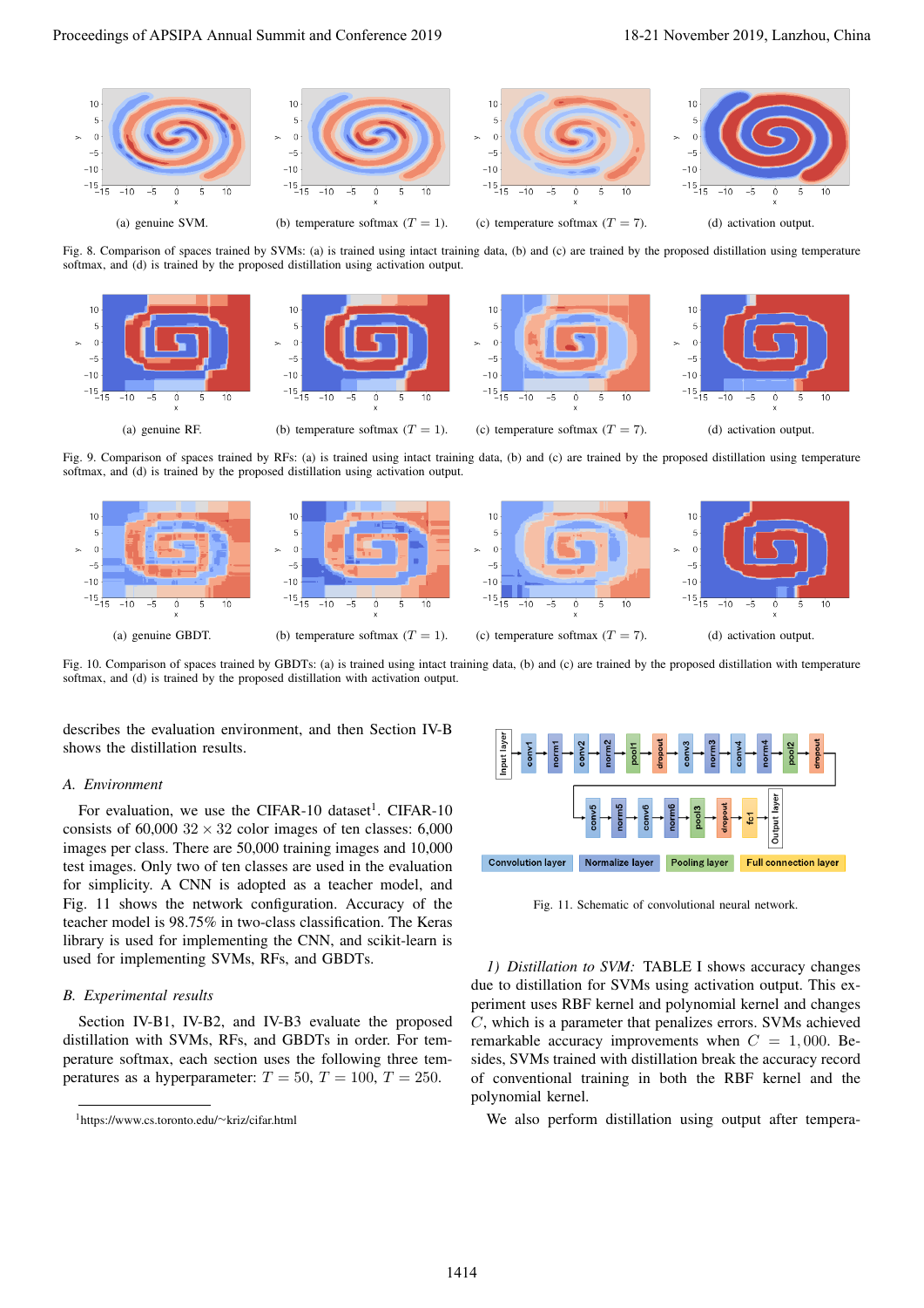(a) genuine SVM.

(b) temperature softmax ($T = 1$).

(c) temperature softmax ($T = 7$).

(d) activation output.

Fig. 8. Comparison of spaces trained by SVMs: (a) is trained using intact training data, (b) and (c) are trained by the proposed distillation using temperature softmax, and (d) is trained by the proposed distillation using activation output.

(a) genuine RF.

(b) temperature softmax ($T = 1$).

(c) temperature softmax ($T = 7$).

(d) activation output.

Fig. 9. Comparison of spaces trained by RFs: (a) is trained using intact training data, (b) and (c) are trained by the proposed distillation using temperature softmax, and (d) is trained by the proposed distillation using activation output.

(a) genuine GBDT.

(b) temperature softmax ($T = 1$).

(c) temperature softmax ($T = 7$).

(d) activation output.

Fig. 10. Comparison of spaces trained by GBDTs: (a) is trained using intact training data, (b) and (c) are trained by the proposed distillation with temperature softmax, and (d) is trained by the proposed distillation with activation output.

describes the evaluation environment, and then Section IV-B shows the distillation results.

### A. Environment

For evaluation, we use the CIFAR-10 dataset[1]. CIFAR-10 consists of 60,000 $32 \times 32$ color images of ten classes: 6,000 images per class. There are 50,000 training images and 10,000 test images. Only two of ten classes are used in the evaluation for simplicity. A CNN is adopted as a teacher model, and Fig. 11 shows the network configuration. Accuracy of the teacher model is 98.75% in two-class classification. The Keras library is used for implementing the CNN, and scikit-learn is used for implementing SVMs, RFs, and GBDTs.

### B. Experimental results

Section IV-B1, IV-B2, and IV-B3 evaluate the proposed distillation with SVMs, RFs, and GBDTs in order. For temperature softmax, each section uses the following three temperatures as a hyperparameter: $T = 50$, $T = 100$, $T = 250$.

[1]https://www.cs.toronto.edu/~kriz/cifar.html

Fig. 11. Schematic of convolutional neural network.

*1) Distillation to SVM:* TABLE I shows accuracy changes due to distillation for SVMs using activation output. This experiment uses RBF kernel and polynomial kernel and changes $C$, which is a parameter that penalizes errors. SVMs achieved remarkable accuracy improvements when $C = 1,000$. Besides, SVMs trained with distillation break the accuracy record of conventional training in both the RBF kernel and the polynomial kernel.

We also perform distillation using output after tempera-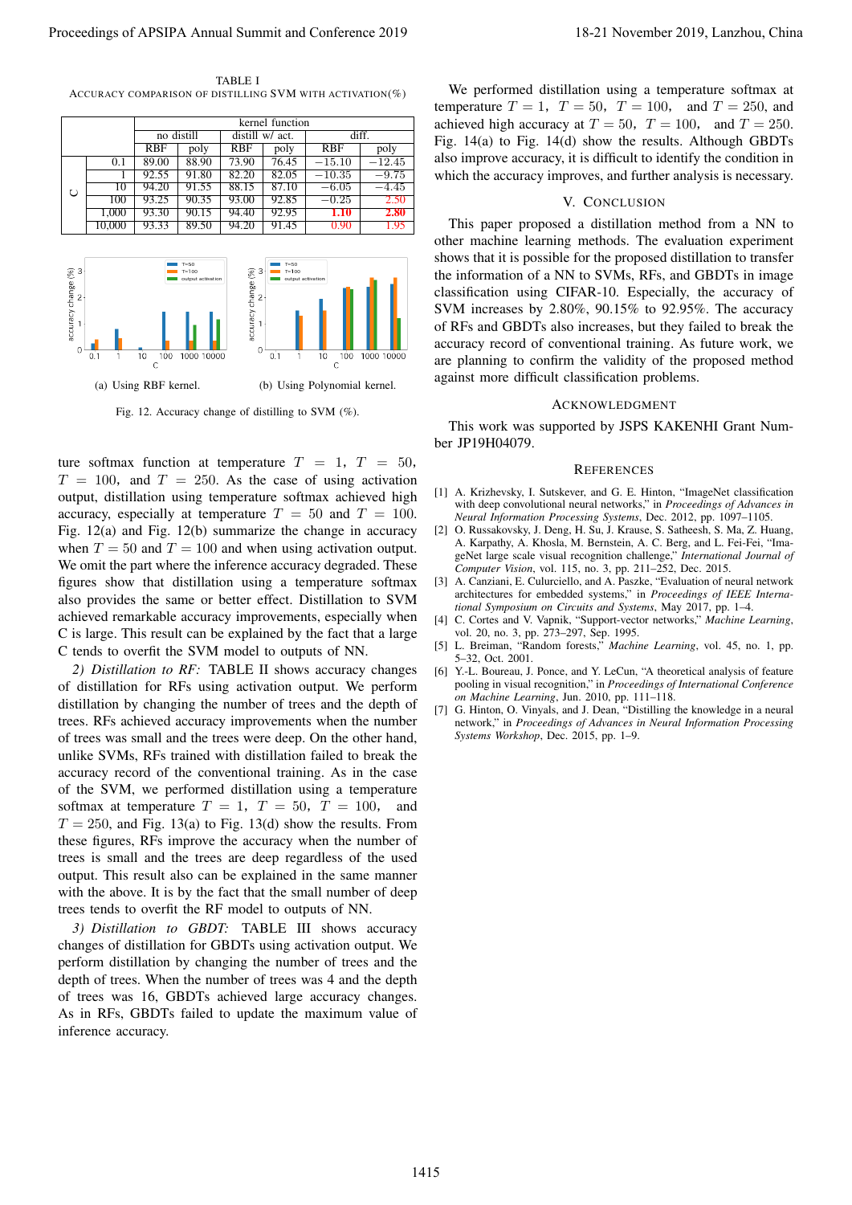TABLE I
ACCURACY COMPARISON OF DISTILLING SVM WITH ACTIVATION(%)

| | | kernel function | | | | | |
|---|---|---|---|---|---|---|---|
| | | no distill | | distill w/ act. | | diff. | |
| | | RBF | poly | RBF | poly | RBF | poly |
| C | 0.1 | 89.00 | 88.90 | 73.90 | 76.45 | −15.10 | −12.45 |
| | 1 | 92.55 | 91.80 | 82.20 | 82.05 | −10.35 | −9.75 |
| | 10 | 94.20 | 91.55 | 88.15 | 87.10 | −6.05 | −4.45 |
| | 100 | 93.25 | 90.35 | 93.00 | 92.85 | −0.25 | 2.50 |
| | 1,000 | 93.30 | 90.15 | 94.40 | 92.95 | **1.10** | **2.80** |
| | 10,000 | 93.33 | 89.50 | 94.20 | 91.45 | 0.90 | 1.95 |

(a) Using RBF kernel. (b) Using Polynomial kernel.

Fig. 12. Accuracy change of distilling to SVM (%).

ture softmax function at temperature $T = 1$, $T = 50$, $T = 100$, and $T = 250$. As the case of using activation output, distillation using temperature softmax achieved high accuracy, especially at temperature $T = 50$ and $T = 100$. Fig. 12(a) and Fig. 12(b) summarize the change in accuracy when $T = 50$ and $T = 100$ and when using activation output. We omit the part where the inference accuracy degraded. These figures show that distillation using a temperature softmax also provides the same or better effect. Distillation to SVM achieved remarkable accuracy improvements, especially when C is large. This result can be explained by the fact that a large C tends to overfit the SVM model to outputs of NN.

*2) Distillation to RF:* TABLE II shows accuracy changes of distillation for RFs using activation output. We perform distillation by changing the number of trees and the depth of trees. RFs achieved accuracy improvements when the number of trees was small and the trees were deep. On the other hand, unlike SVMs, RFs trained with distillation failed to break the accuracy record of the conventional training. As in the case of the SVM, we performed distillation using a temperature softmax at temperature $T = 1$, $T = 50$, $T = 100$, and $T = 250$, and Fig. 13(a) to Fig. 13(d) show the results. From these figures, RFs improve the accuracy when the number of trees is small and the trees are deep regardless of the used output. This result also can be explained in the same manner with the above. It is by the fact that the small number of deep trees tends to overfit the RF model to outputs of NN.

*3) Distillation to GBDT:* TABLE III shows accuracy changes of distillation for GBDTs using activation output. We perform distillation by changing the number of trees and the depth of trees. When the number of trees was 4 and the depth of trees was 16, GBDTs achieved large accuracy changes. As in RFs, GBDTs failed to update the maximum value of inference accuracy.

We performed distillation using a temperature softmax at temperature $T = 1$, $T = 50$, $T = 100$, and $T = 250$, and achieved high accuracy at $T = 50$, $T = 100$, and $T = 250$. Fig. 14(a) to Fig. 14(d) show the results. Although GBDTs also improve accuracy, it is difficult to identify the condition in which the accuracy improves, and further analysis is necessary.

## V. CONCLUSION

This paper proposed a distillation method from a NN to other machine learning methods. The evaluation experiment shows that it is possible for the proposed distillation to transfer the information of a NN to SVMs, RFs, and GBDTs in image classification using CIFAR-10. Especially, the accuracy of SVM increases by 2.80%, 90.15% to 92.95%. The accuracy of RFs and GBDTs also increases, but they failed to break the accuracy record of conventional training. As future work, we are planning to confirm the validity of the proposed method against more difficult classification problems.

## ACKNOWLEDGMENT

This work was supported by JSPS KAKENHI Grant Number JP19H04079.

## REFERENCES

[1] A. Krizhevsky, I. Sutskever, and G. E. Hinton, "ImageNet classification with deep convolutional neural networks," in *Proceedings of Advances in Neural Information Processing Systems*, Dec. 2012, pp. 1097–1105.

[2] O. Russakovsky, J. Deng, H. Su, J. Krause, S. Satheesh, S. Ma, Z. Huang, A. Karpathy, A. Khosla, M. Bernstein, A. C. Berg, and L. Fei-Fei, "ImageNet large scale visual recognition challenge," *International Journal of Computer Vision*, vol. 115, no. 3, pp. 211–252, Dec. 2015.

[3] A. Canziani, E. Culurciello, and A. Paszke, "Evaluation of neural network architectures for embedded systems," in *Proceedings of IEEE International Symposium on Circuits and Systems*, May 2017, pp. 1–4.

[4] C. Cortes and V. Vapnik, "Support-vector networks," *Machine Learning*, vol. 20, no. 3, pp. 273–297, Sep. 1995.

[5] L. Breiman, "Random forests," *Machine Learning*, vol. 45, no. 1, pp. 5–32, Oct. 2001.

[6] Y.-L. Boureau, J. Ponce, and Y. LeCun, "A theoretical analysis of feature pooling in visual recognition," in *Proceedings of International Conference on Machine Learning*, Jun. 2010, pp. 111–118.

[7] G. Hinton, O. Vinyals, and J. Dean, "Distilling the knowledge in a neural network," in *Proceedings of Advances in Neural Information Processing Systems Workshop*, Dec. 2015, pp. 1–9.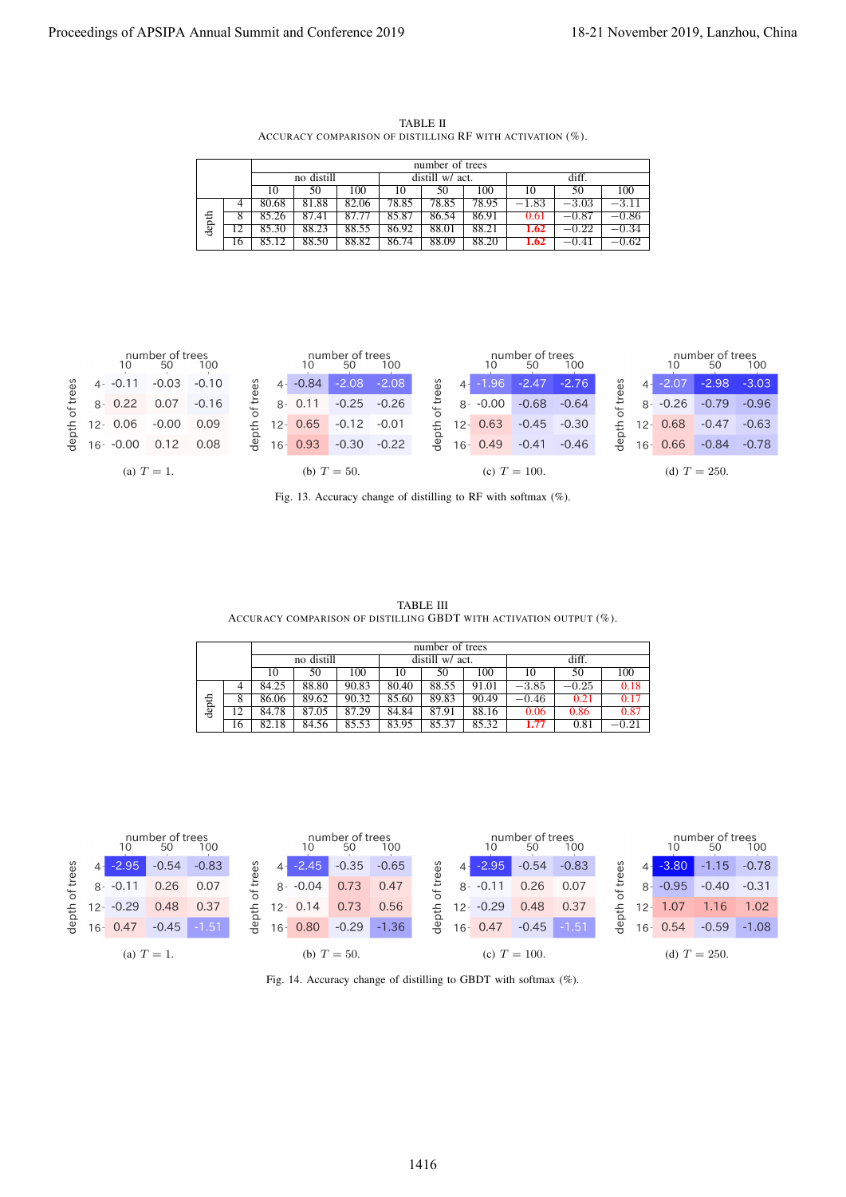TABLE II
ACCURACY COMPARISON OF DISTILLING RF WITH ACTIVATION (%).

| | number of trees | | | | | | | | |
|---|---|---|---|---|---|---|---|---|---|
| | no distill | | | distill w/ act. | | | diff. | | |
| depth | 10 | 50 | 100 | 10 | 50 | 100 | 10 | 50 | 100 |
| 4 | 80.68 | 81.88 | 82.06 | 78.85 | 78.85 | 78.95 | −1.83 | −3.03 | −3.11 |
| 8 | 85.26 | 87.41 | 87.77 | 85.87 | 86.54 | 86.91 | 0.61 | −0.87 | −0.86 |
| 12 | 85.30 | 88.23 | 88.55 | 86.92 | 88.01 | 88.21 | **1.62** | −0.22 | −0.34 |
| 16 | 85.12 | 88.50 | 88.82 | 86.74 | 88.09 | 88.20 | **1.62** | −0.41 | −0.62 |

number of trees
10 50 100
depth of trees
4- -0.11 -0.03 -0.10
8- 0.22 0.07 -0.16
12- 0.06 -0.00 0.09
16- -0.00 0.12 0.08

(a) $T = 1$.

number of trees
10 50 100
depth of trees
4- -0.84 -2.08 -2.08
8- 0.11 -0.25 -0.26
12- 0.65 -0.12 -0.01
16- 0.93 -0.30 -0.22

(b) $T = 50$.

number of trees
10 50 100
depth of trees
4- -1.96 -2.47 -2.76
8- -0.00 -0.68 -0.64
12- 0.63 -0.45 -0.30
16- 0.49 -0.41 -0.46

(c) $T = 100$.

number of trees
10 50 100
depth of trees
4- -2.07 -2.98 -3.03
8- -0.26 -0.79 -0.96
12- 0.68 -0.47 -0.63
16- 0.66 -0.84 -0.78

(d) $T = 250$.

Fig. 13. Accuracy change of distilling to RF with softmax (%).

TABLE III
ACCURACY COMPARISON OF DISTILLING GBDT WITH ACTIVATION OUTPUT (%).

| | number of trees | | | | | | | | |
|---|---|---|---|---|---|---|---|---|---|
| | no distill | | | distill w/ act. | | | diff. | | |
| depth | 10 | 50 | 100 | 10 | 50 | 100 | 10 | 50 | 100 |
| 4 | 84.25 | 88.80 | 90.83 | 80.40 | 88.55 | 91.01 | −3.85 | −0.25 | 0.18 |
| 8 | 86.06 | 89.62 | 90.32 | 85.60 | 89.83 | 90.49 | −0.46 | 0.21 | 0.17 |
| 12 | 84.78 | 87.05 | 87.29 | 84.84 | 87.91 | 88.16 | 0.06 | 0.86 | 0.87 |
| 16 | 82.18 | 84.56 | 85.53 | 83.95 | 85.37 | 85.32 | **1.77** | 0.81 | −0.21 |

number of trees
10 50 100
depth of trees
4- -2.95 -0.54 -0.83
8- -0.11 0.26 0.07
12- -0.29 0.48 0.37
16- 0.47 -0.45 -1.51

(a) $T = 1$.

number of trees
10 50 100
depth of trees
4- -2.45 -0.35 -0.65
8- -0.04 0.73 0.47
12- 0.14 0.73 0.56
16- 0.80 -0.29 -1.36

(b) $T = 50$.

number of trees
10 50 100
depth of trees
4- -2.95 -0.54 -0.83
8- -0.11 0.26 0.07
12- -0.29 0.48 0.37
16- 0.47 -0.45 -1.51

(c) $T = 100$.

number of trees
10 50 100
depth of trees
4- -3.80 -1.15 -0.78
8- -0.95 -0.40 -0.31
12- 1.07 1.16 1.02
16- 0.54 -0.59 -1.08

(d) $T = 250$.

Fig. 14. Accuracy change of distilling to GBDT with softmax (%).